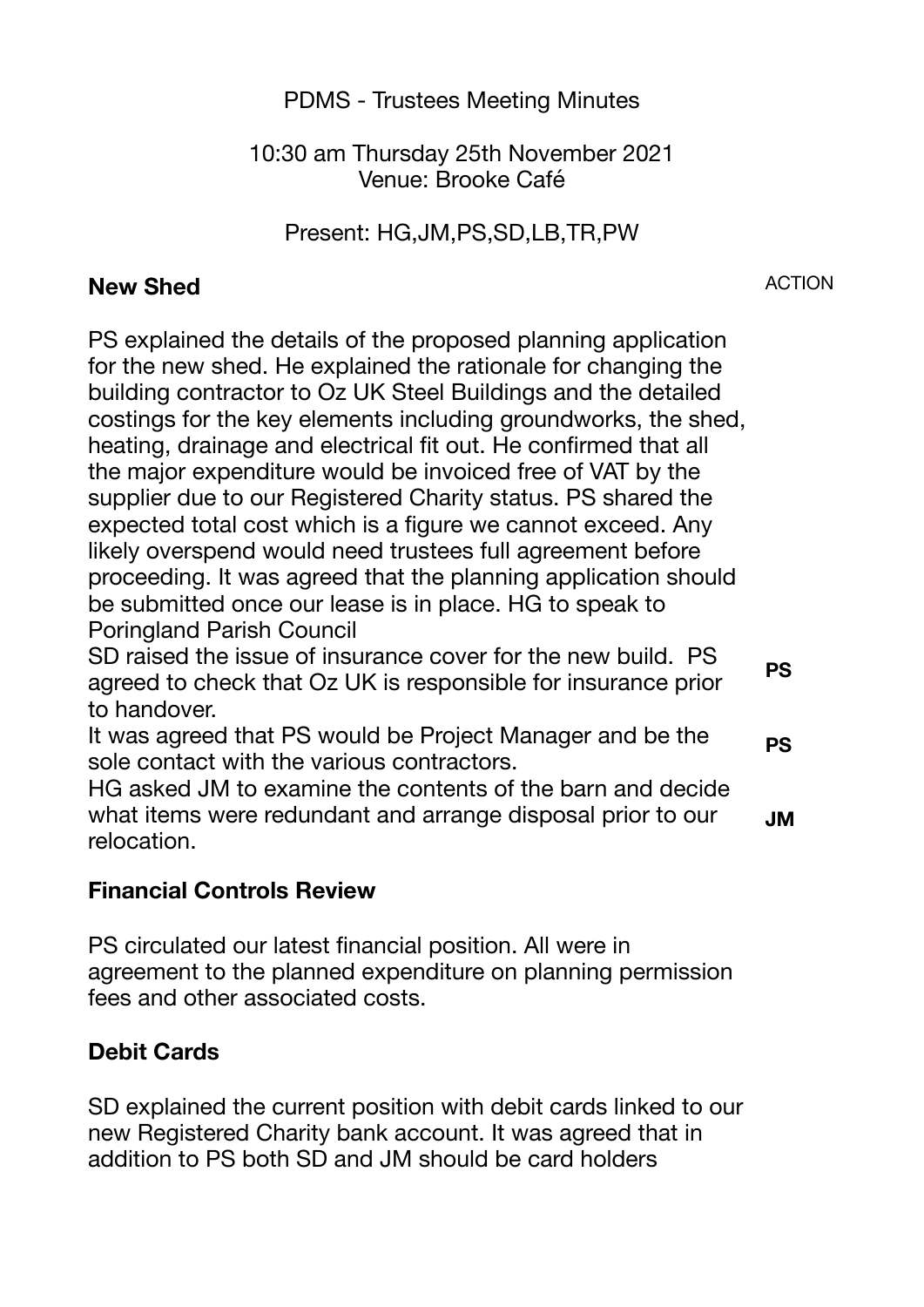PDMS - Trustees Meeting Minutes

10:30 am Thursday 25th November 2021
Venue: Brooke Café

Present: HG,JM,PS,SD,LB,TR,PW

| **New Shed** | ACTION |
|---|---|
| PS explained the details of the proposed planning application for the new shed. He explained the rationale for changing the building contractor to Oz UK Steel Buildings and the detailed costings for the key elements including groundworks, the shed, heating, drainage and electrical fit out. He confirmed that all the major expenditure would be invoiced free of VAT by the supplier due to our Registered Charity status. PS shared the expected total cost which is a figure we cannot exceed. Any likely overspend would need trustees full agreement before proceeding. It was agreed that the planning application should be submitted once our lease is in place. HG to speak to Poringland Parish Council | |
| SD raised the issue of insurance cover for the new build. PS agreed to check that Oz UK is responsible for insurance prior to handover. | **PS** |
| It was agreed that PS would be Project Manager and be the sole contact with the various contractors. | **PS** |
| HG asked JM to examine the contents of the barn and decide what items were redundant and arrange disposal prior to our relocation. | **JM** |

**Financial Controls Review**

PS circulated our latest financial position. All were in agreement to the planned expenditure on planning permission fees and other associated costs.

**Debit Cards**

SD explained the current position with debit cards linked to our new Registered Charity bank account. It was agreed that in addition to PS both SD and JM should be card holders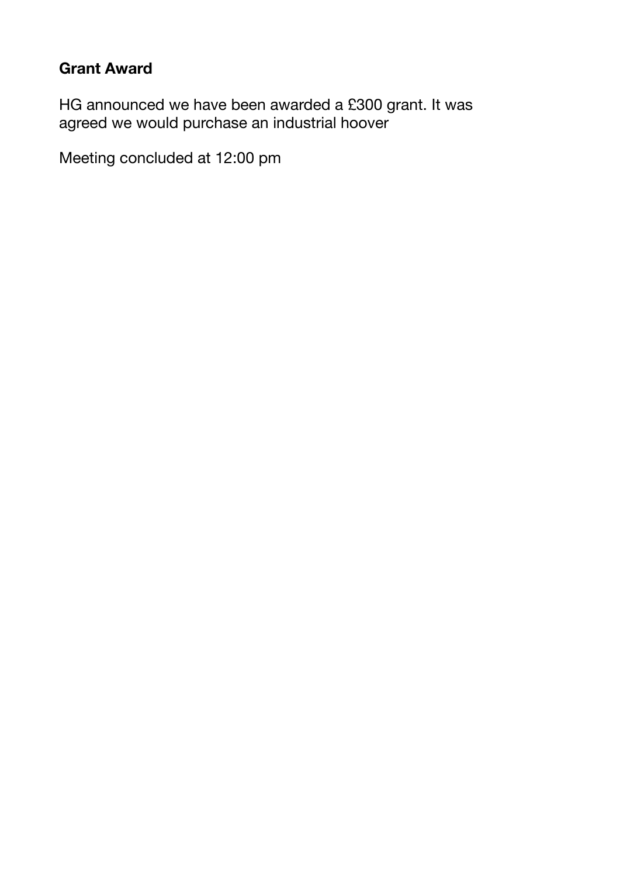**Grant Award**

HG announced we have been awarded a £300 grant. It was agreed we would purchase an industrial hoover

Meeting concluded at 12:00 pm